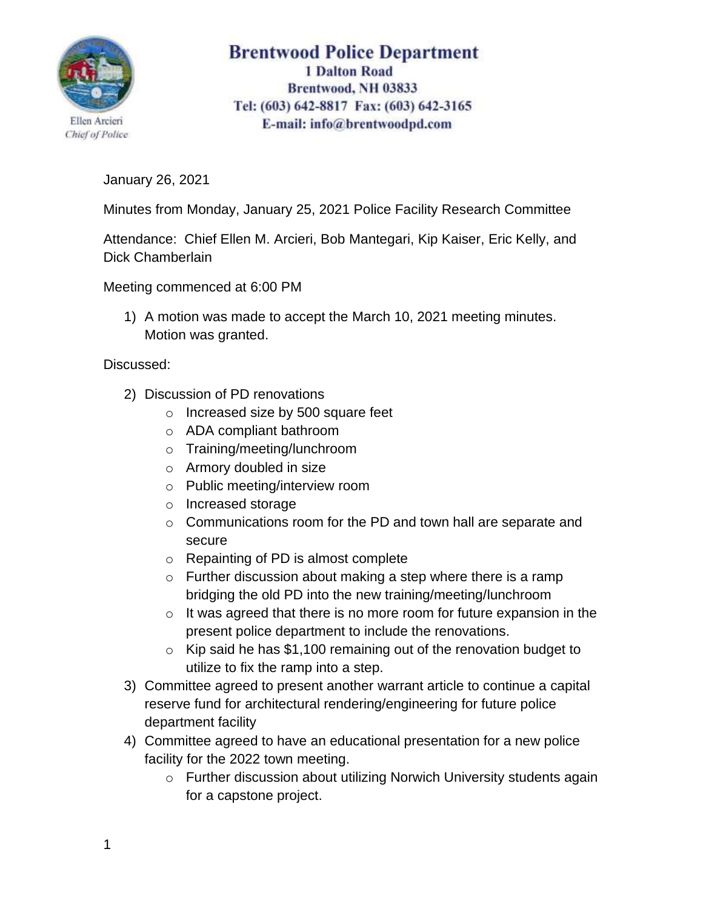# Brentwood Police Department

1 Dalton Road
Brentwood, NH 03833
Tel: (603) 642-8817 Fax: (603) 642-3165
E-mail: info@brentwoodpd.com

Ellen Arcieri
*Chief of Police*

January 26, 2021

Minutes from Monday, January 25, 2021 Police Facility Research Committee

Attendance: Chief Ellen M. Arcieri, Bob Mantegari, Kip Kaiser, Eric Kelly, and Dick Chamberlain

Meeting commenced at 6:00 PM

1) A motion was made to accept the March 10, 2021 meeting minutes. Motion was granted.

Discussed:

2) Discussion of PD renovations
   - Increased size by 500 square feet
   - ADA compliant bathroom
   - Training/meeting/lunchroom
   - Armory doubled in size
   - Public meeting/interview room
   - Increased storage
   - Communications room for the PD and town hall are separate and secure
   - Repainting of PD is almost complete
   - Further discussion about making a step where there is a ramp bridging the old PD into the new training/meeting/lunchroom
   - It was agreed that there is no more room for future expansion in the present police department to include the renovations.
   - Kip said he has $1,100 remaining out of the renovation budget to utilize to fix the ramp into a step.
3) Committee agreed to present another warrant article to continue a capital reserve fund for architectural rendering/engineering for future police department facility
4) Committee agreed to have an educational presentation for a new police facility for the 2022 town meeting.
   - Further discussion about utilizing Norwich University students again for a capstone project.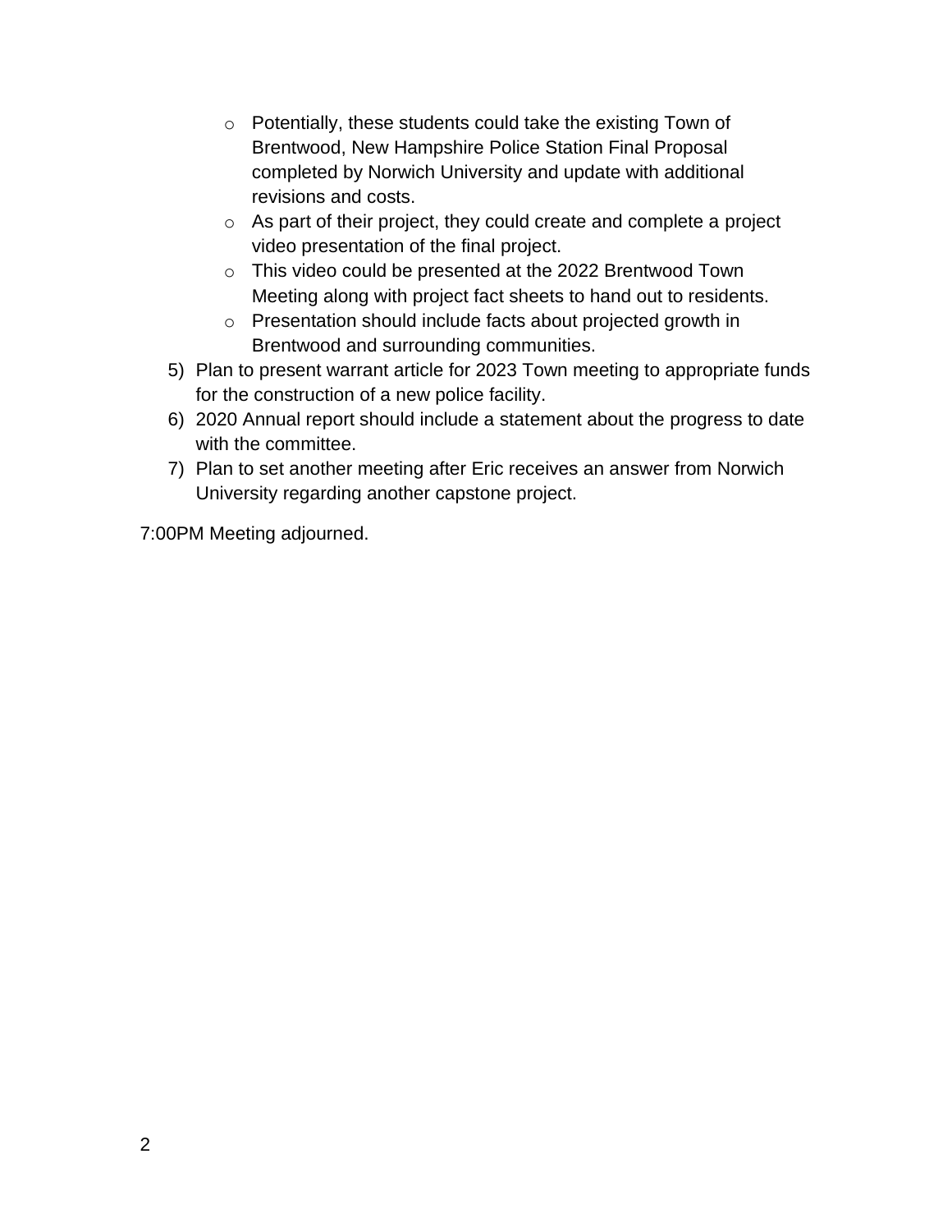- Potentially, these students could take the existing Town of Brentwood, New Hampshire Police Station Final Proposal completed by Norwich University and update with additional revisions and costs.
  - As part of their project, they could create and complete a project video presentation of the final project.
  - This video could be presented at the 2022 Brentwood Town Meeting along with project fact sheets to hand out to residents.
  - Presentation should include facts about projected growth in Brentwood and surrounding communities.

5) Plan to present warrant article for 2023 Town meeting to appropriate funds for the construction of a new police facility.
6) 2020 Annual report should include a statement about the progress to date with the committee.
7) Plan to set another meeting after Eric receives an answer from Norwich University regarding another capstone project.

7:00PM Meeting adjourned.